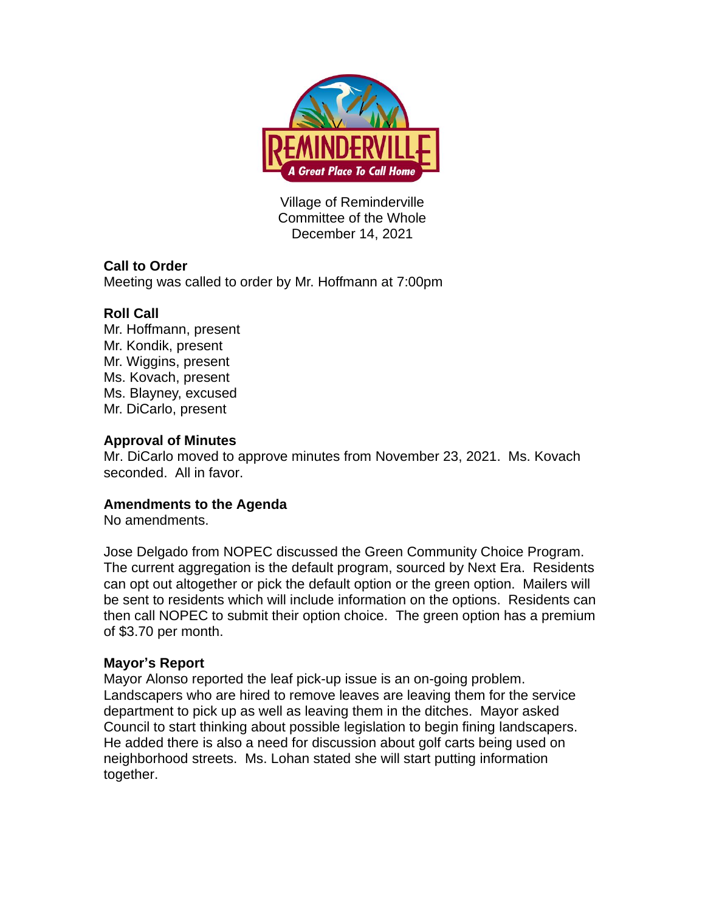Village of Reminderville
Committee of the Whole
December 14, 2021

**Call to Order**
Meeting was called to order by Mr. Hoffmann at 7:00pm

**Roll Call**
Mr. Hoffmann, present
Mr. Kondik, present
Mr. Wiggins, present
Ms. Kovach, present
Ms. Blayney, excused
Mr. DiCarlo, present

**Approval of Minutes**
Mr. DiCarlo moved to approve minutes from November 23, 2021. Ms. Kovach seconded. All in favor.

**Amendments to the Agenda**
No amendments.

Jose Delgado from NOPEC discussed the Green Community Choice Program. The current aggregation is the default program, sourced by Next Era. Residents can opt out altogether or pick the default option or the green option. Mailers will be sent to residents which will include information on the options. Residents can then call NOPEC to submit their option choice. The green option has a premium of $3.70 per month.

**Mayor's Report**
Mayor Alonso reported the leaf pick-up issue is an on-going problem. Landscapers who are hired to remove leaves are leaving them for the service department to pick up as well as leaving them in the ditches. Mayor asked Council to start thinking about possible legislation to begin fining landscapers. He added there is also a need for discussion about golf carts being used on neighborhood streets. Ms. Lohan stated she will start putting information together.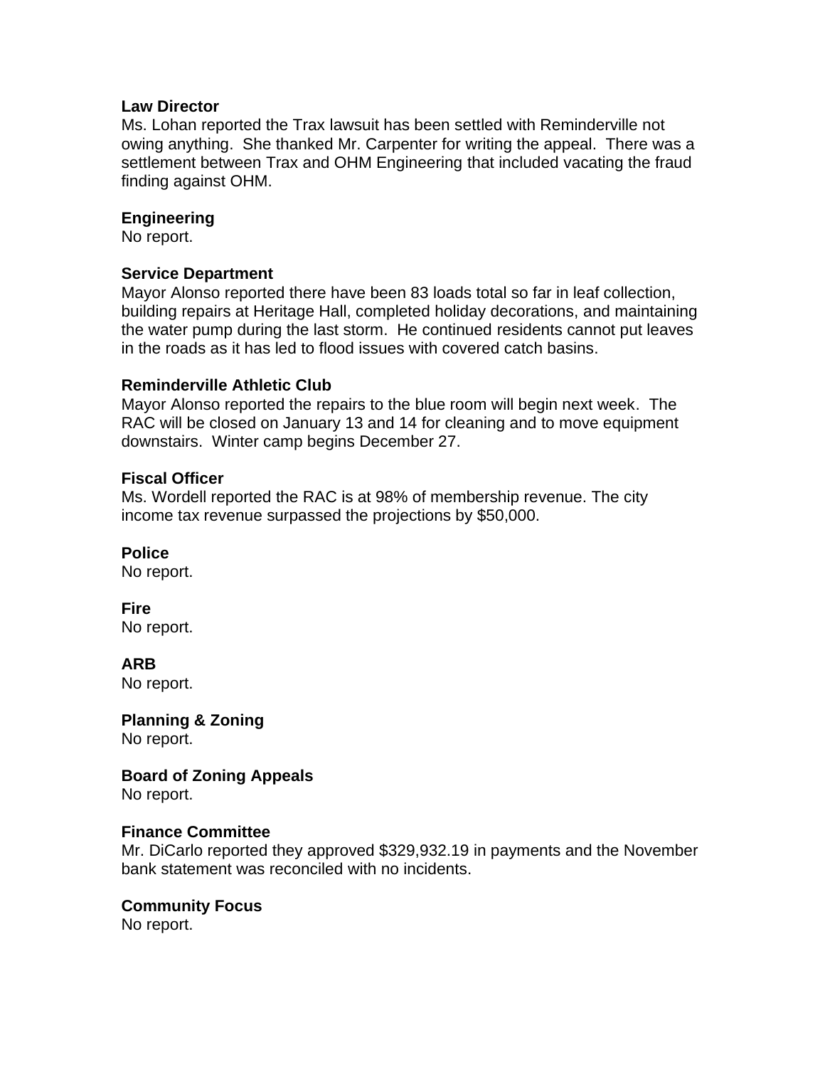**Law Director**

Ms. Lohan reported the Trax lawsuit has been settled with Reminderville not owing anything. She thanked Mr. Carpenter for writing the appeal. There was a settlement between Trax and OHM Engineering that included vacating the fraud finding against OHM.

**Engineering**

No report.

**Service Department**

Mayor Alonso reported there have been 83 loads total so far in leaf collection, building repairs at Heritage Hall, completed holiday decorations, and maintaining the water pump during the last storm. He continued residents cannot put leaves in the roads as it has led to flood issues with covered catch basins.

**Reminderville Athletic Club**

Mayor Alonso reported the repairs to the blue room will begin next week. The RAC will be closed on January 13 and 14 for cleaning and to move equipment downstairs. Winter camp begins December 27.

**Fiscal Officer**

Ms. Wordell reported the RAC is at 98% of membership revenue. The city income tax revenue surpassed the projections by $50,000.

**Police**

No report.

**Fire**

No report.

**ARB**

No report.

**Planning & Zoning**

No report.

**Board of Zoning Appeals**

No report.

**Finance Committee**

Mr. DiCarlo reported they approved $329,932.19 in payments and the November bank statement was reconciled with no incidents.

**Community Focus**

No report.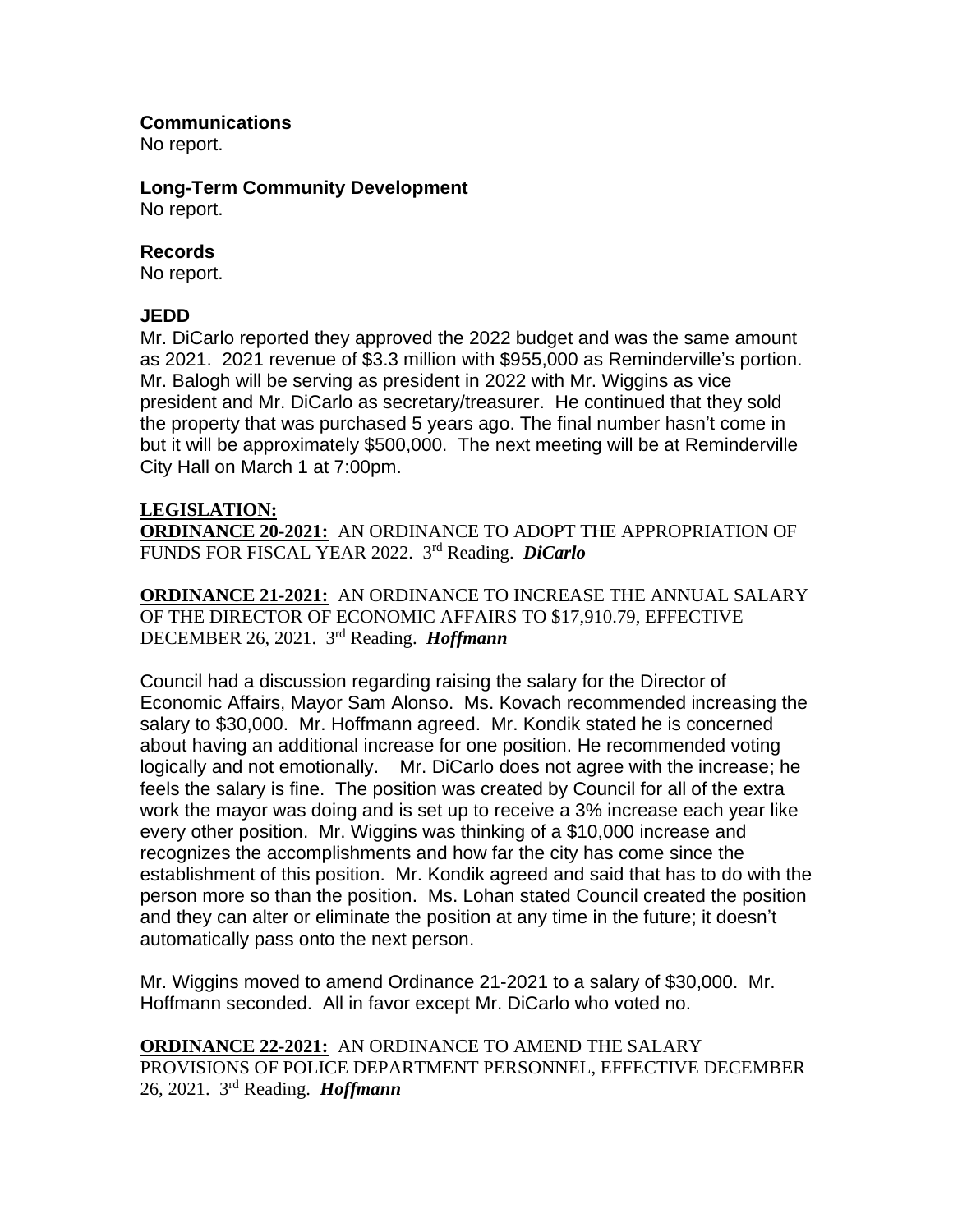**Communications**
No report.

**Long-Term Community Development**
No report.

**Records**
No report.

**JEDD**
Mr. DiCarlo reported they approved the 2022 budget and was the same amount as 2021. 2021 revenue of $3.3 million with $955,000 as Reminderville's portion. Mr. Balogh will be serving as president in 2022 with Mr. Wiggins as vice president and Mr. DiCarlo as secretary/treasurer. He continued that they sold the property that was purchased 5 years ago. The final number hasn't come in but it will be approximately $500,000. The next meeting will be at Reminderville City Hall on March 1 at 7:00pm.

**LEGISLATION:**

**ORDINANCE 20-2021:** AN ORDINANCE TO ADOPT THE APPROPRIATION OF FUNDS FOR FISCAL YEAR 2022. 3rd Reading. ***DiCarlo***

**ORDINANCE 21-2021:** AN ORDINANCE TO INCREASE THE ANNUAL SALARY OF THE DIRECTOR OF ECONOMIC AFFAIRS TO $17,910.79, EFFECTIVE DECEMBER 26, 2021. 3rd Reading. ***Hoffmann***

Council had a discussion regarding raising the salary for the Director of Economic Affairs, Mayor Sam Alonso. Ms. Kovach recommended increasing the salary to $30,000. Mr. Hoffmann agreed. Mr. Kondik stated he is concerned about having an additional increase for one position. He recommended voting logically and not emotionally. Mr. DiCarlo does not agree with the increase; he feels the salary is fine. The position was created by Council for all of the extra work the mayor was doing and is set up to receive a 3% increase each year like every other position. Mr. Wiggins was thinking of a $10,000 increase and recognizes the accomplishments and how far the city has come since the establishment of this position. Mr. Kondik agreed and said that has to do with the person more so than the position. Ms. Lohan stated Council created the position and they can alter or eliminate the position at any time in the future; it doesn't automatically pass onto the next person.

Mr. Wiggins moved to amend Ordinance 21-2021 to a salary of $30,000. Mr. Hoffmann seconded. All in favor except Mr. DiCarlo who voted no.

**ORDINANCE 22-2021:** AN ORDINANCE TO AMEND THE SALARY PROVISIONS OF POLICE DEPARTMENT PERSONNEL, EFFECTIVE DECEMBER 26, 2021. 3rd Reading. ***Hoffmann***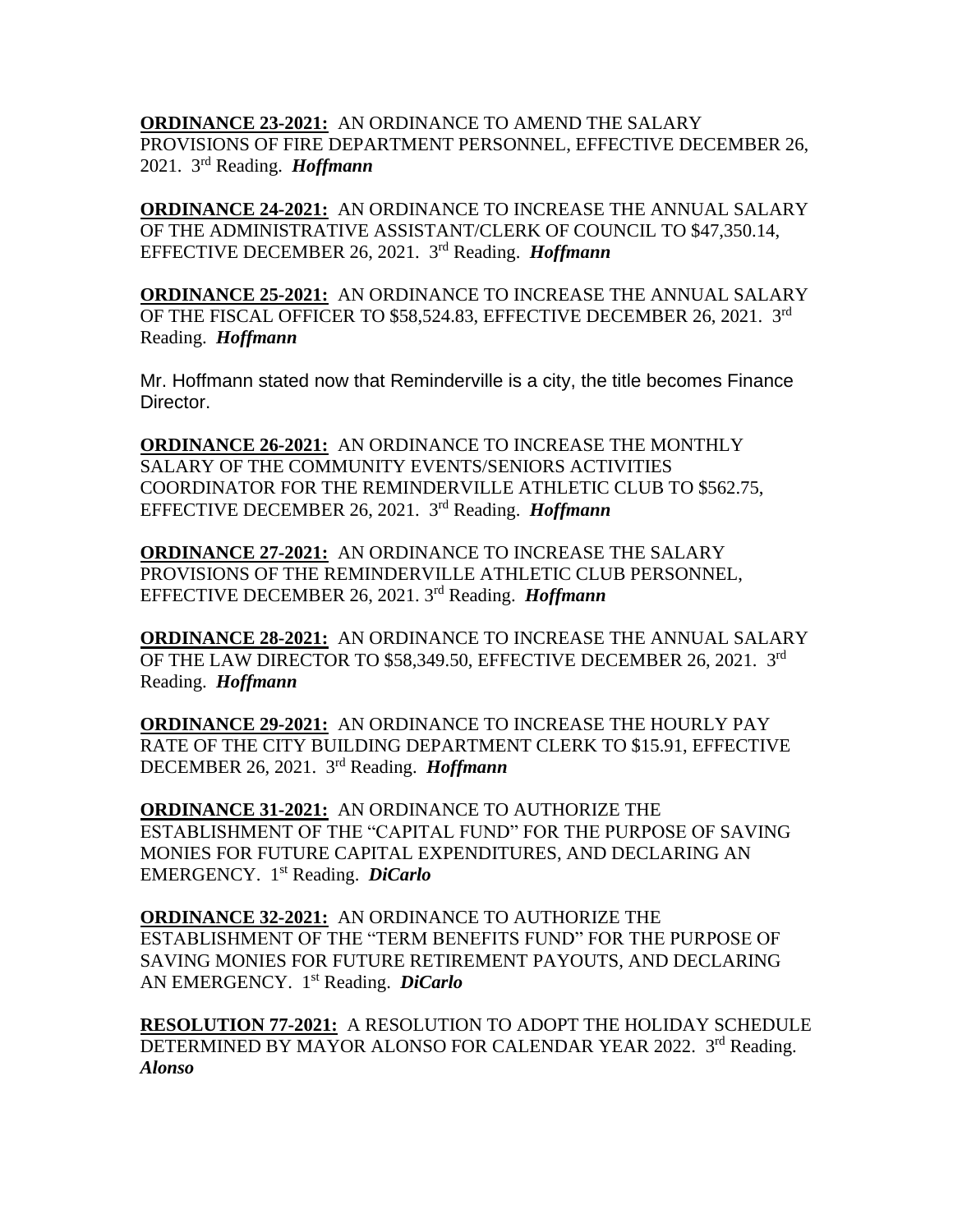**ORDINANCE 23-2021:** AN ORDINANCE TO AMEND THE SALARY PROVISIONS OF FIRE DEPARTMENT PERSONNEL, EFFECTIVE DECEMBER 26, 2021. 3rd Reading. ***Hoffmann***

**ORDINANCE 24-2021:** AN ORDINANCE TO INCREASE THE ANNUAL SALARY OF THE ADMINISTRATIVE ASSISTANT/CLERK OF COUNCIL TO $47,350.14, EFFECTIVE DECEMBER 26, 2021. 3rd Reading. ***Hoffmann***

**ORDINANCE 25-2021:** AN ORDINANCE TO INCREASE THE ANNUAL SALARY OF THE FISCAL OFFICER TO $58,524.83, EFFECTIVE DECEMBER 26, 2021. 3rd Reading. ***Hoffmann***

Mr. Hoffmann stated now that Reminderville is a city, the title becomes Finance Director.

**ORDINANCE 26-2021:** AN ORDINANCE TO INCREASE THE MONTHLY SALARY OF THE COMMUNITY EVENTS/SENIORS ACTIVITIES COORDINATOR FOR THE REMINDERVILLE ATHLETIC CLUB TO $562.75, EFFECTIVE DECEMBER 26, 2021. 3rd Reading. ***Hoffmann***

**ORDINANCE 27-2021:** AN ORDINANCE TO INCREASE THE SALARY PROVISIONS OF THE REMINDERVILLE ATHLETIC CLUB PERSONNEL, EFFECTIVE DECEMBER 26, 2021. 3rd Reading. ***Hoffmann***

**ORDINANCE 28-2021:** AN ORDINANCE TO INCREASE THE ANNUAL SALARY OF THE LAW DIRECTOR TO $58,349.50, EFFECTIVE DECEMBER 26, 2021. 3rd Reading. ***Hoffmann***

**ORDINANCE 29-2021:** AN ORDINANCE TO INCREASE THE HOURLY PAY RATE OF THE CITY BUILDING DEPARTMENT CLERK TO $15.91, EFFECTIVE DECEMBER 26, 2021. 3rd Reading. ***Hoffmann***

**ORDINANCE 31-2021:** AN ORDINANCE TO AUTHORIZE THE ESTABLISHMENT OF THE "CAPITAL FUND" FOR THE PURPOSE OF SAVING MONIES FOR FUTURE CAPITAL EXPENDITURES, AND DECLARING AN EMERGENCY. 1st Reading. ***DiCarlo***

**ORDINANCE 32-2021:** AN ORDINANCE TO AUTHORIZE THE ESTABLISHMENT OF THE "TERM BENEFITS FUND" FOR THE PURPOSE OF SAVING MONIES FOR FUTURE RETIREMENT PAYOUTS, AND DECLARING AN EMERGENCY. 1st Reading. ***DiCarlo***

**RESOLUTION 77-2021:** A RESOLUTION TO ADOPT THE HOLIDAY SCHEDULE DETERMINED BY MAYOR ALONSO FOR CALENDAR YEAR 2022. 3rd Reading. ***Alonso***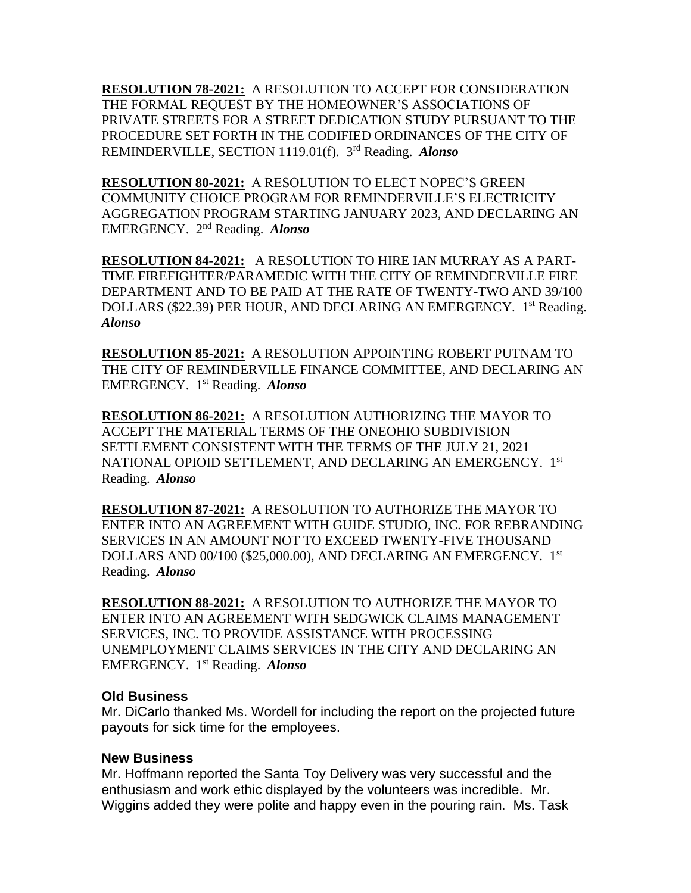**RESOLUTION 78-2021:** A RESOLUTION TO ACCEPT FOR CONSIDERATION THE FORMAL REQUEST BY THE HOMEOWNER'S ASSOCIATIONS OF PRIVATE STREETS FOR A STREET DEDICATION STUDY PURSUANT TO THE PROCEDURE SET FORTH IN THE CODIFIED ORDINANCES OF THE CITY OF REMINDERVILLE, SECTION 1119.01(f). 3rd Reading. ***Alonso***

**RESOLUTION 80-2021:** A RESOLUTION TO ELECT NOPEC'S GREEN COMMUNITY CHOICE PROGRAM FOR REMINDERVILLE'S ELECTRICITY AGGREGATION PROGRAM STARTING JANUARY 2023, AND DECLARING AN EMERGENCY. 2nd Reading. ***Alonso***

**RESOLUTION 84-2021:** A RESOLUTION TO HIRE IAN MURRAY AS A PART-TIME FIREFIGHTER/PARAMEDIC WITH THE CITY OF REMINDERVILLE FIRE DEPARTMENT AND TO BE PAID AT THE RATE OF TWENTY-TWO AND 39/100 DOLLARS ($22.39) PER HOUR, AND DECLARING AN EMERGENCY. 1st Reading. ***Alonso***

**RESOLUTION 85-2021:** A RESOLUTION APPOINTING ROBERT PUTNAM TO THE CITY OF REMINDERVILLE FINANCE COMMITTEE, AND DECLARING AN EMERGENCY. 1st Reading. ***Alonso***

**RESOLUTION 86-2021:** A RESOLUTION AUTHORIZING THE MAYOR TO ACCEPT THE MATERIAL TERMS OF THE ONEOHIO SUBDIVISION SETTLEMENT CONSISTENT WITH THE TERMS OF THE JULY 21, 2021 NATIONAL OPIOID SETTLEMENT, AND DECLARING AN EMERGENCY. 1st Reading. ***Alonso***

**RESOLUTION 87-2021:** A RESOLUTION TO AUTHORIZE THE MAYOR TO ENTER INTO AN AGREEMENT WITH GUIDE STUDIO, INC. FOR REBRANDING SERVICES IN AN AMOUNT NOT TO EXCEED TWENTY-FIVE THOUSAND DOLLARS AND 00/100 ($25,000.00), AND DECLARING AN EMERGENCY. 1st Reading. ***Alonso***

**RESOLUTION 88-2021:** A RESOLUTION TO AUTHORIZE THE MAYOR TO ENTER INTO AN AGREEMENT WITH SEDGWICK CLAIMS MANAGEMENT SERVICES, INC. TO PROVIDE ASSISTANCE WITH PROCESSING UNEMPLOYMENT CLAIMS SERVICES IN THE CITY AND DECLARING AN EMERGENCY. 1st Reading. ***Alonso***

**Old Business**

Mr. DiCarlo thanked Ms. Wordell for including the report on the projected future payouts for sick time for the employees.

**New Business**

Mr. Hoffmann reported the Santa Toy Delivery was very successful and the enthusiasm and work ethic displayed by the volunteers was incredible. Mr. Wiggins added they were polite and happy even in the pouring rain. Ms. Task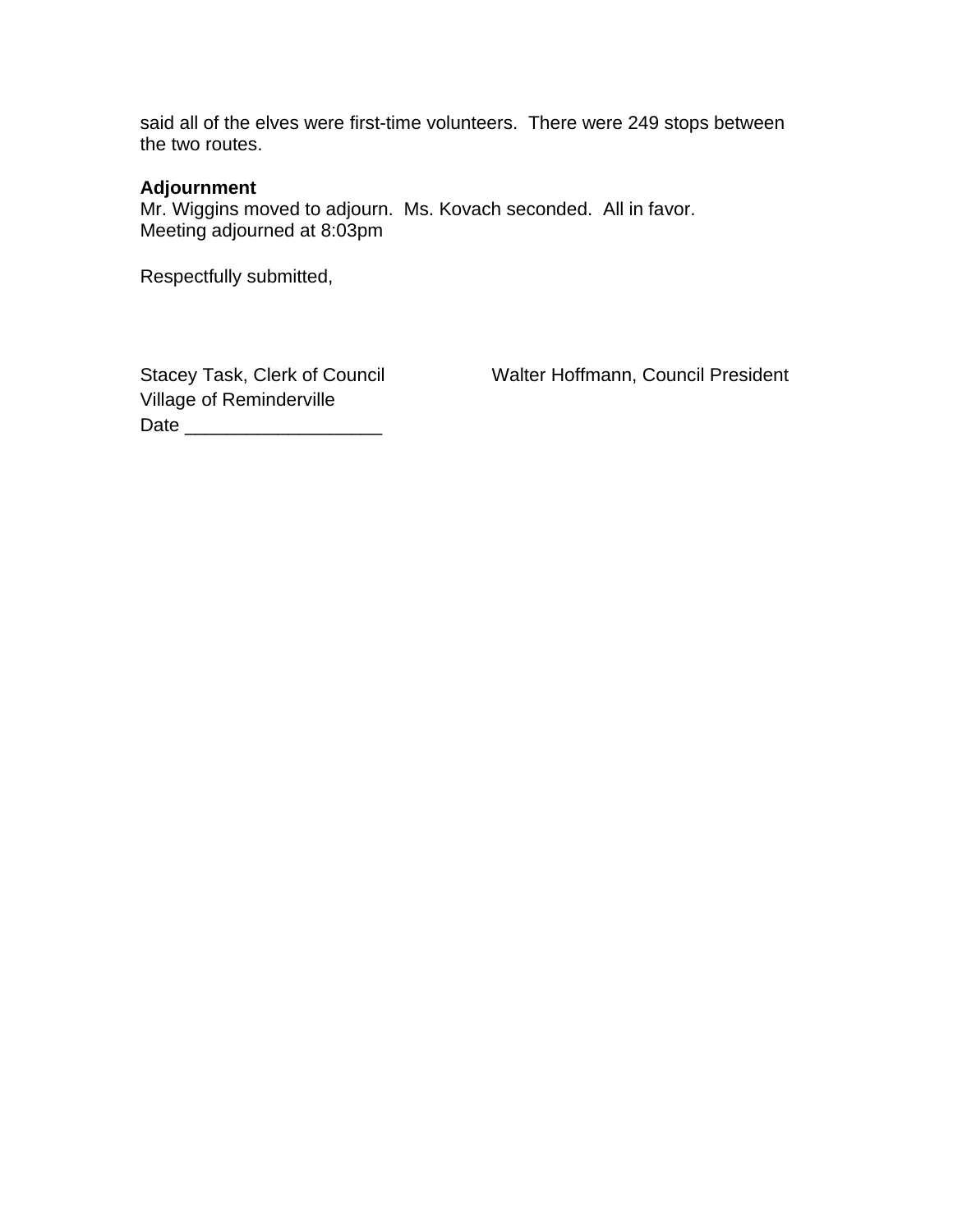said all of the elves were first-time volunteers. There were 249 stops between the two routes.

**Adjournment**
Mr. Wiggins moved to adjourn. Ms. Kovach seconded. All in favor.
Meeting adjourned at 8:03pm

Respectfully submitted,

Stacey Task, Clerk of Council
Village of Reminderville
Date ___________________

Walter Hoffmann, Council President